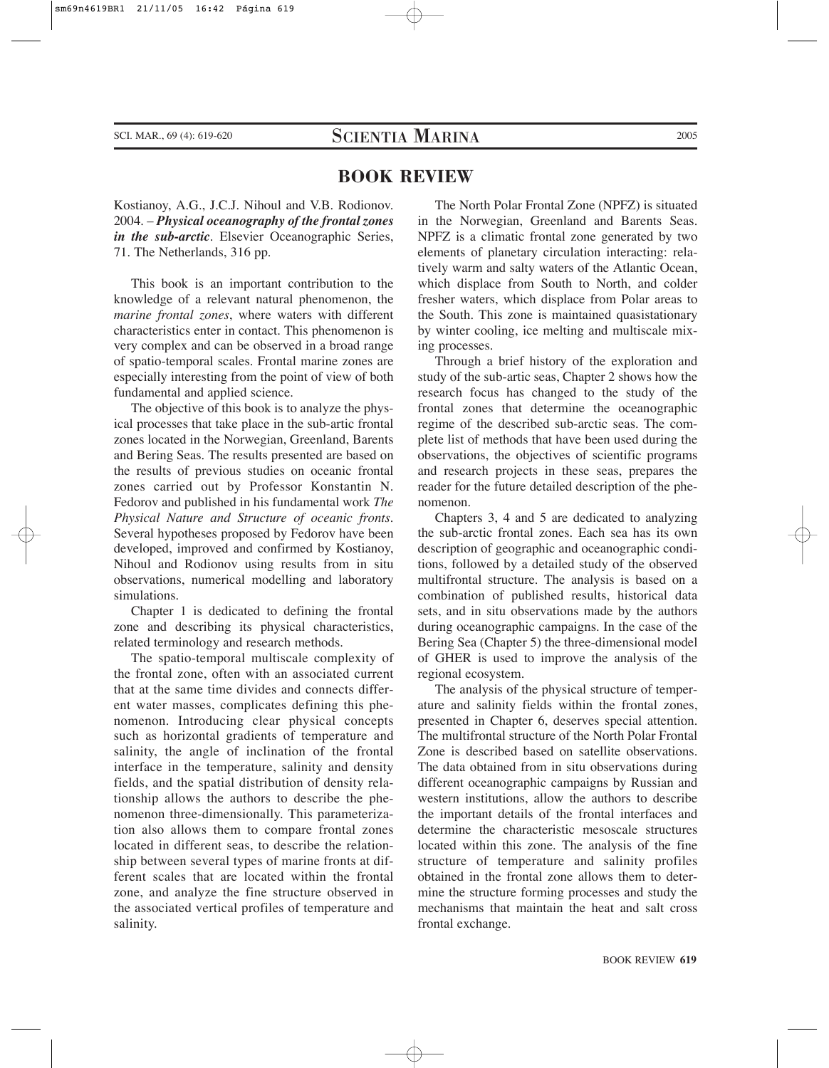# BOOK REVIEW

Kostianoy, A.G., J.C.J. Nihoul and V.B. Rodionov. 2004. – ***Physical oceanography of the frontal zones in the sub-arctic***. Elsevier Oceanographic Series, 71. The Netherlands, 316 pp.

This book is an important contribution to the knowledge of a relevant natural phenomenon, the *marine frontal zones*, where waters with different characteristics enter in contact. This phenomenon is very complex and can be observed in a broad range of spatio-temporal scales. Frontal marine zones are especially interesting from the point of view of both fundamental and applied science.

The objective of this book is to analyze the physical processes that take place in the sub-artic frontal zones located in the Norwegian, Greenland, Barents and Bering Seas. The results presented are based on the results of previous studies on oceanic frontal zones carried out by Professor Konstantin N. Fedorov and published in his fundamental work *The Physical Nature and Structure of oceanic fronts*. Several hypotheses proposed by Fedorov have been developed, improved and confirmed by Kostianoy, Nihoul and Rodionov using results from in situ observations, numerical modelling and laboratory simulations.

Chapter 1 is dedicated to defining the frontal zone and describing its physical characteristics, related terminology and research methods.

The spatio-temporal multiscale complexity of the frontal zone, often with an associated current that at the same time divides and connects different water masses, complicates defining this phenomenon. Introducing clear physical concepts such as horizontal gradients of temperature and salinity, the angle of inclination of the frontal interface in the temperature, salinity and density fields, and the spatial distribution of density relationship allows the authors to describe the phenomenon three-dimensionally. This parameterization also allows them to compare frontal zones located in different seas, to describe the relationship between several types of marine fronts at different scales that are located within the frontal zone, and analyze the fine structure observed in the associated vertical profiles of temperature and salinity.

The North Polar Frontal Zone (NPFZ) is situated in the Norwegian, Greenland and Barents Seas. NPFZ is a climatic frontal zone generated by two elements of planetary circulation interacting: relatively warm and salty waters of the Atlantic Ocean, which displace from South to North, and colder fresher waters, which displace from Polar areas to the South. This zone is maintained quasistationary by winter cooling, ice melting and multiscale mixing processes.

Through a brief history of the exploration and study of the sub-artic seas, Chapter 2 shows how the research focus has changed to the study of the frontal zones that determine the oceanographic regime of the described sub-arctic seas. The complete list of methods that have been used during the observations, the objectives of scientific programs and research projects in these seas, prepares the reader for the future detailed description of the phenomenon.

Chapters 3, 4 and 5 are dedicated to analyzing the sub-arctic frontal zones. Each sea has its own description of geographic and oceanographic conditions, followed by a detailed study of the observed multifrontal structure. The analysis is based on a combination of published results, historical data sets, and in situ observations made by the authors during oceanographic campaigns. In the case of the Bering Sea (Chapter 5) the three-dimensional model of GHER is used to improve the analysis of the regional ecosystem.

The analysis of the physical structure of temperature and salinity fields within the frontal zones, presented in Chapter 6, deserves special attention. The multifrontal structure of the North Polar Frontal Zone is described based on satellite observations. The data obtained from in situ observations during different oceanographic campaigns by Russian and western institutions, allow the authors to describe the important details of the frontal interfaces and determine the characteristic mesoscale structures located within this zone. The analysis of the fine structure of temperature and salinity profiles obtained in the frontal zone allows them to determine the structure forming processes and study the mechanisms that maintain the heat and salt cross frontal exchange.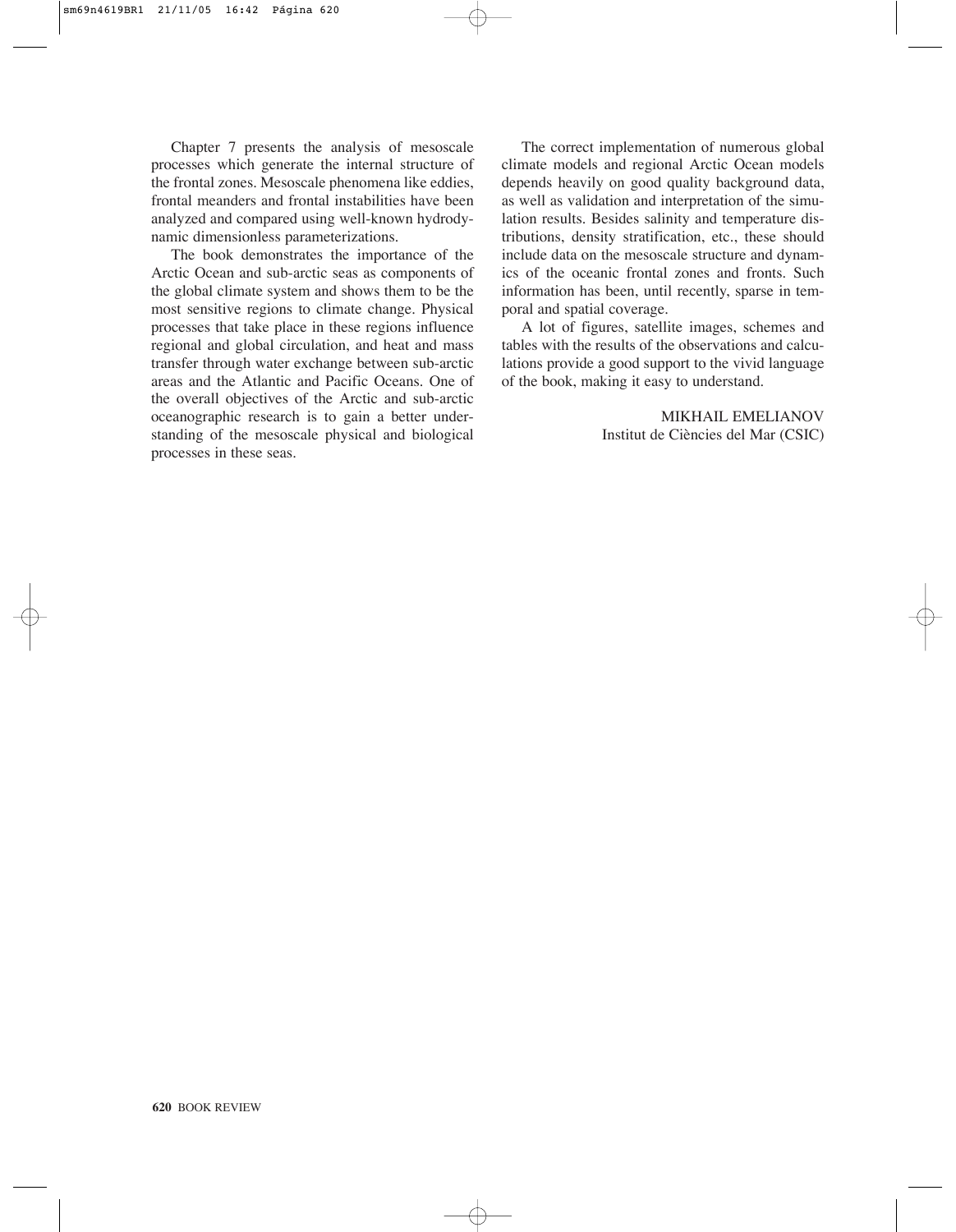Chapter 7 presents the analysis of mesoscale processes which generate the internal structure of the frontal zones. Mesoscale phenomena like eddies, frontal meanders and frontal instabilities have been analyzed and compared using well-known hydrodynamic dimensionless parameterizations.

The book demonstrates the importance of the Arctic Ocean and sub-arctic seas as components of the global climate system and shows them to be the most sensitive regions to climate change. Physical processes that take place in these regions influence regional and global circulation, and heat and mass transfer through water exchange between sub-arctic areas and the Atlantic and Pacific Oceans. One of the overall objectives of the Arctic and sub-arctic oceanographic research is to gain a better understanding of the mesoscale physical and biological processes in these seas.

The correct implementation of numerous global climate models and regional Arctic Ocean models depends heavily on good quality background data, as well as validation and interpretation of the simulation results. Besides salinity and temperature distributions, density stratification, etc., these should include data on the mesoscale structure and dynamics of the oceanic frontal zones and fronts. Such information has been, until recently, sparse in temporal and spatial coverage.

A lot of figures, satellite images, schemes and tables with the results of the observations and calculations provide a good support to the vivid language of the book, making it easy to understand.

MIKHAIL EMELIANOV
Institut de Ciències del Mar (CSIC)